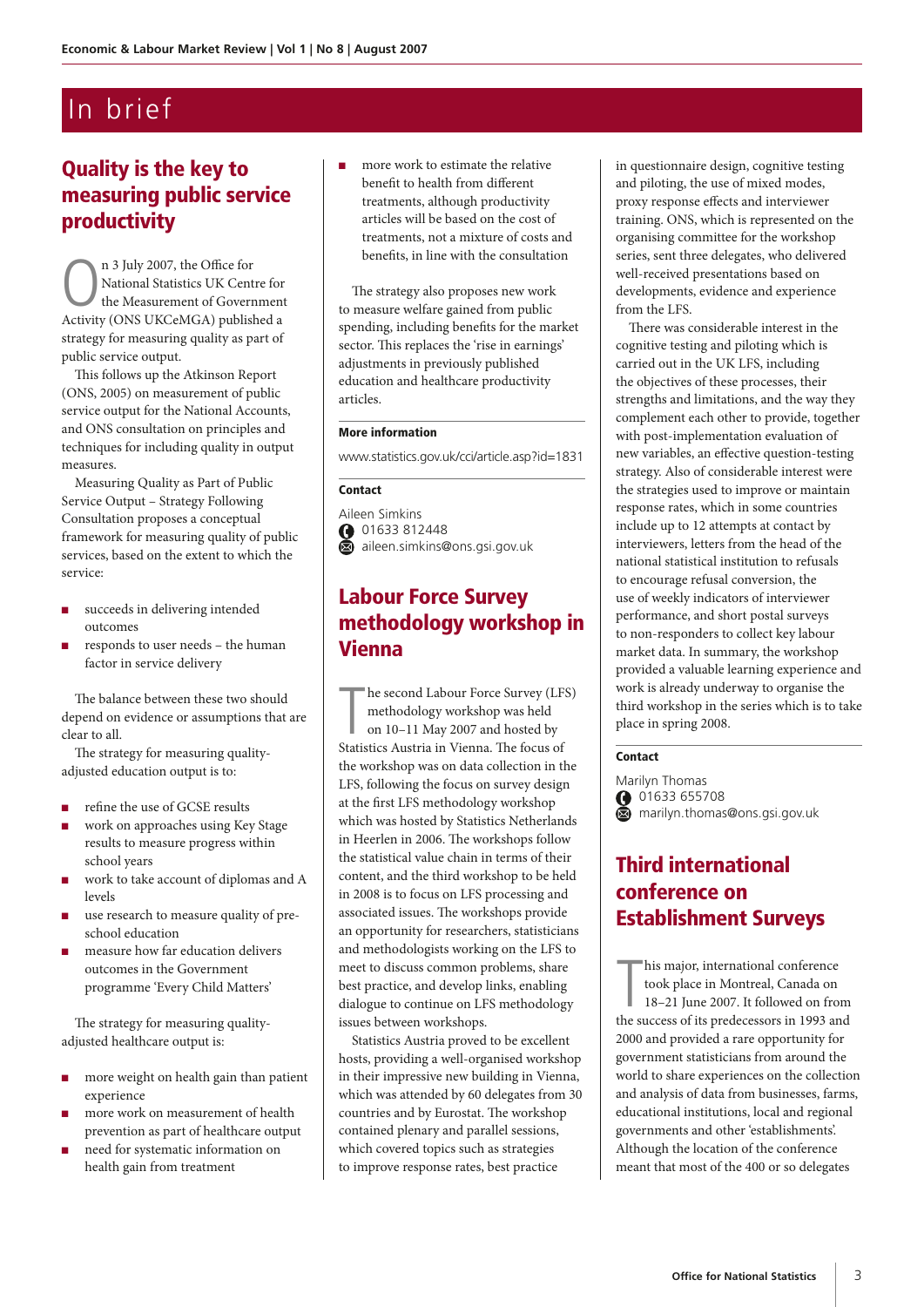# In brief

## Quality is the key to measuring public service productivity

On 3 July 2007, the Office for National Statistics UK Centre for the Measurement of Government Activity (ONS UKCeMGA) published a strategy for measuring quality as part of public service output.

This follows up the Atkinson Report (ONS, 2005) on measurement of public service output for the National Accounts, and ONS consultation on principles and techniques for including quality in output measures.

Measuring Quality as Part of Public Service Output – Strategy Following Consultation proposes a conceptual framework for measuring quality of public services, based on the extent to which the service:

- succeeds in delivering intended outcomes
- responds to user needs – the human factor in service delivery

The balance between these two should depend on evidence or assumptions that are clear to all.

The strategy for measuring quality-adjusted education output is to:

- refine the use of GCSE results
- work on approaches using Key Stage results to measure progress within school years
- work to take account of diplomas and A levels
- use research to measure quality of pre-school education
- measure how far education delivers outcomes in the Government programme 'Every Child Matters'

The strategy for measuring quality-adjusted healthcare output is:

- more weight on health gain than patient experience
- more work on measurement of health prevention as part of healthcare output
- need for systematic information on health gain from treatment
- more work to estimate the relative benefit to health from different treatments, although productivity articles will be based on the cost of treatments, not a mixture of costs and benefits, in line with the consultation

The strategy also proposes new work to measure welfare gained from public spending, including benefits for the market sector. This replaces the 'rise in earnings' adjustments in previously published education and healthcare productivity articles.

**More information**

www.statistics.gov.uk/cci/article.asp?id=1831

**Contact**

Aileen Simkins
01633 812448
aileen.simkins@ons.gsi.gov.uk

## Labour Force Survey methodology workshop in Vienna

The second Labour Force Survey (LFS) methodology workshop was held on 10–11 May 2007 and hosted by Statistics Austria in Vienna. The focus of the workshop was on data collection in the LFS, following the focus on survey design at the first LFS methodology workshop which was hosted by Statistics Netherlands in Heerlen in 2006. The workshops follow the statistical value chain in terms of their content, and the third workshop to be held in 2008 is to focus on LFS processing and associated issues. The workshops provide an opportunity for researchers, statisticians and methodologists working on the LFS to meet to discuss common problems, share best practice, and develop links, enabling dialogue to continue on LFS methodology issues between workshops.

Statistics Austria proved to be excellent hosts, providing a well-organised workshop in their impressive new building in Vienna, which was attended by 60 delegates from 30 countries and by Eurostat. The workshop contained plenary and parallel sessions, which covered topics such as strategies to improve response rates, best practice in questionnaire design, cognitive testing and piloting, the use of mixed modes, proxy response effects and interviewer training. ONS, which is represented on the organising committee for the workshop series, sent three delegates, who delivered well-received presentations based on developments, evidence and experience from the LFS.

There was considerable interest in the cognitive testing and piloting which is carried out in the UK LFS, including the objectives of these processes, their strengths and limitations, and the way they complement each other to provide, together with post-implementation evaluation of new variables, an effective question-testing strategy. Also of considerable interest were the strategies used to improve or maintain response rates, which in some countries include up to 12 attempts at contact by interviewers, letters from the head of the national statistical institution to refusals to encourage refusal conversion, the use of weekly indicators of interviewer performance, and short postal surveys to non-responders to collect key labour market data. In summary, the workshop provided a valuable learning experience and work is already underway to organise the third workshop in the series which is to take place in spring 2008.

**Contact**

Marilyn Thomas
01633 655708
marilyn.thomas@ons.gsi.gov.uk

## Third international conference on Establishment Surveys

This major, international conference took place in Montreal, Canada on 18–21 June 2007. It followed on from the success of its predecessors in 1993 and 2000 and provided a rare opportunity for government statisticians from around the world to share experiences on the collection and analysis of data from businesses, farms, educational institutions, local and regional governments and other 'establishments'. Although the location of the conference meant that most of the 400 or so delegates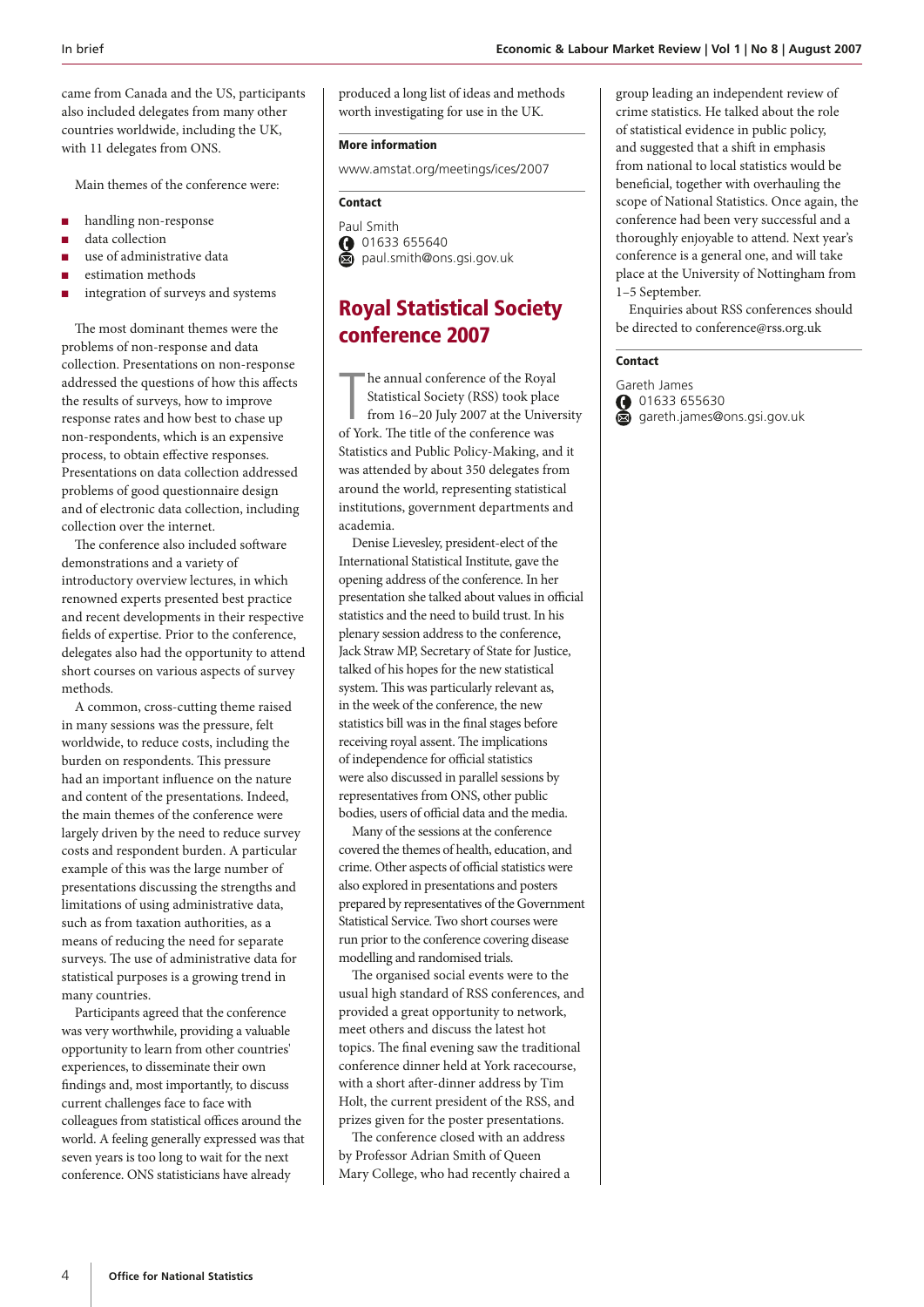came from Canada and the US, participants also included delegates from many other countries worldwide, including the UK, with 11 delegates from ONS.

Main themes of the conference were:

- handling non-response
- data collection
- use of administrative data
- estimation methods
- integration of surveys and systems

The most dominant themes were the problems of non-response and data collection. Presentations on non-response addressed the questions of how this affects the results of surveys, how to improve response rates and how best to chase up non-respondents, which is an expensive process, to obtain effective responses. Presentations on data collection addressed problems of good questionnaire design and of electronic data collection, including collection over the internet.

The conference also included software demonstrations and a variety of introductory overview lectures, in which renowned experts presented best practice and recent developments in their respective fields of expertise. Prior to the conference, delegates also had the opportunity to attend short courses on various aspects of survey methods.

A common, cross-cutting theme raised in many sessions was the pressure, felt worldwide, to reduce costs, including the burden on respondents. This pressure had an important influence on the nature and content of the presentations. Indeed, the main themes of the conference were largely driven by the need to reduce survey costs and respondent burden. A particular example of this was the large number of presentations discussing the strengths and limitations of using administrative data, such as from taxation authorities, as a means of reducing the need for separate surveys. The use of administrative data for statistical purposes is a growing trend in many countries.

Participants agreed that the conference was very worthwhile, providing a valuable opportunity to learn from other countries' experiences, to disseminate their own findings and, most importantly, to discuss current challenges face to face with colleagues from statistical offices around the world. A feeling generally expressed was that seven years is too long to wait for the next conference. ONS statisticians have already produced a long list of ideas and methods worth investigating for use in the UK.

**More information**

www.amstat.org/meetings/ices/2007

**Contact**

Paul Smith
01633 655640
paul.smith@ons.gsi.gov.uk

## Royal Statistical Society conference 2007

The annual conference of the Royal Statistical Society (RSS) took place from 16–20 July 2007 at the University of York. The title of the conference was Statistics and Public Policy-Making, and it was attended by about 350 delegates from around the world, representing statistical institutions, government departments and academia.

Denise Lievesley, president-elect of the International Statistical Institute, gave the opening address of the conference. In her presentation she talked about values in official statistics and the need to build trust. In his plenary session address to the conference, Jack Straw MP, Secretary of State for Justice, talked of his hopes for the new statistical system. This was particularly relevant as, in the week of the conference, the new statistics bill was in the final stages before receiving royal assent. The implications of independence for official statistics were also discussed in parallel sessions by representatives from ONS, other public bodies, users of official data and the media.

Many of the sessions at the conference covered the themes of health, education, and crime. Other aspects of official statistics were also explored in presentations and posters prepared by representatives of the Government Statistical Service. Two short courses were run prior to the conference covering disease modelling and randomised trials.

The organised social events were to the usual high standard of RSS conferences, and provided a great opportunity to network, meet others and discuss the latest hot topics. The final evening saw the traditional conference dinner held at York racecourse, with a short after-dinner address by Tim Holt, the current president of the RSS, and prizes given for the poster presentations.

The conference closed with an address by Professor Adrian Smith of Queen Mary College, who had recently chaired a group leading an independent review of crime statistics. He talked about the role of statistical evidence in public policy, and suggested that a shift in emphasis from national to local statistics would be beneficial, together with overhauling the scope of National Statistics. Once again, the conference had been very successful and a thoroughly enjoyable to attend. Next year's conference is a general one, and will take place at the University of Nottingham from 1–5 September.

Enquiries about RSS conferences should be directed to conference@rss.org.uk

**Contact**

Gareth James
01633 655630
gareth.james@ons.gsi.gov.uk